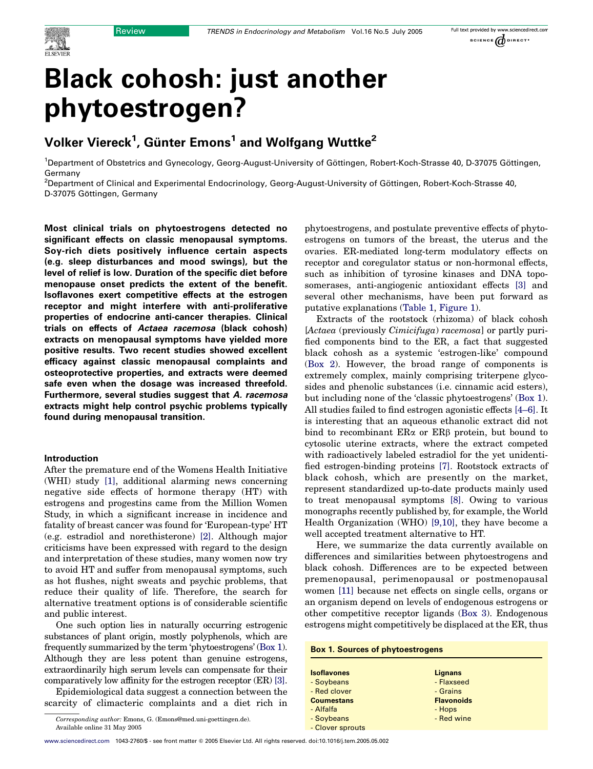# Black cohosh: just another phytoestrogen?

## Volker Viereck[1], Günter Emons[1] and Wolfgang Wuttke[2]

[1]Department of Obstetrics and Gynecology, Georg-August-University of Göttingen, Robert-Koch-Strasse 40, D-37075 Göttingen, Germany

[2]Department of Clinical and Experimental Endocrinology, Georg-August-University of Göttingen, Robert-Koch-Strasse 40, D-37075 Göttingen, Germany

**Most clinical trials on phytoestrogens detected no significant effects on classic menopausal symptoms. Soy-rich diets positively influence certain aspects (e.g. sleep disturbances and mood swings), but the level of relief is low. Duration of the specific diet before menopause onset predicts the extent of the benefit. Isoflavones exert competitive effects at the estrogen receptor and might interfere with anti-proliferative properties of endocrine anti-cancer therapies. Clinical trials on effects of *Actaea racemosa* (black cohosh) extracts on menopausal symptoms have yielded more positive results. Two recent studies showed excellent efficacy against classic menopausal complaints and osteoprotective properties, and extracts were deemed safe even when the dosage was increased threefold. Furthermore, several studies suggest that *A. racemosa* extracts might help control psychic problems typically found during menopausal transition.**

### Introduction

After the premature end of the Womens Health Initiative (WHI) study [1], additional alarming news concerning negative side effects of hormone therapy (HT) with estrogens and progestins came from the Million Women Study, in which a significant increase in incidence and fatality of breast cancer was found for 'European-type' HT (e.g. estradiol and norethisterone) [2]. Although major criticisms have been expressed with regard to the design and interpretation of these studies, many women now try to avoid HT and suffer from menopausal symptoms, such as hot flushes, night sweats and psychic problems, that reduce their quality of life. Therefore, the search for alternative treatment options is of considerable scientific and public interest.

One such option lies in naturally occurring estrogenic substances of plant origin, mostly polyphenols, which are frequently summarized by the term 'phytoestrogens' (Box 1). Although they are less potent than genuine estrogens, extraordinarily high serum levels can compensate for their comparatively low affinity for the estrogen receptor (ER) [3].

Epidemiological data suggest a connection between the scarcity of climacteric complaints and a diet rich in phytoestrogens, and postulate preventive effects of phytoestrogens on tumors of the breast, the uterus and the ovaries. ER-mediated long-term modulatory effects on receptor and coregulator status or non-hormonal effects, such as inhibition of tyrosine kinases and DNA topoisomerases, anti-angiogenic antioxidant effects [3] and several other mechanisms, have been put forward as putative explanations (Table 1, Figure 1).

Extracts of the rootstock (rhizoma) of black cohosh [*Actaea* (previously *Cimicifuga*) *racemosa*] or partly purified components bind to the ER, a fact that suggested black cohosh as a systemic 'estrogen-like' compound (Box 2). However, the broad range of components is extremely complex, mainly comprising triterpene glycosides and phenolic substances (i.e. cinnamic acid esters), but including none of the 'classic phytoestrogens' (Box 1). All studies failed to find estrogen agonistic effects [4–6]. It is interesting that an aqueous ethanolic extract did not bind to recombinant ERα or ERβ protein, but bound to cytosolic uterine extracts, where the extract competed with radioactively labeled estradiol for the yet unidentified estrogen-binding proteins [7]. Rootstock extracts of black cohosh, which are presently on the market, represent standardized up-to-date products mainly used to treat menopausal symptoms [8]. Owing to various monographs recently published by, for example, the World Health Organization (WHO) [9,10], they have become a well accepted treatment alternative to HT.

Here, we summarize the data currently available on differences and similarities between phytoestrogens and black cohosh. Differences are to be expected between premenopausal, perimenopausal or postmenopausal women [11] because net effects on single cells, organs or an organism depend on levels of endogenous estrogens or other competitive receptor ligands (Box 3). Endogenous estrogens might competitively be displaced at the ER, thus

**Box 1. Sources of phytoestrogens**

**Isoflavones**
- Soybeans
- Red clover

**Coumestans**
- Alfalfa
- Soybeans
- Clover sprouts

**Lignans**
- Flaxseed
- Grains

**Flavonoids**
- Hops
- Red wine

*Corresponding author:* Emons, G. (Emons@med.uni-goettingen.de).
Available online 31 May 2005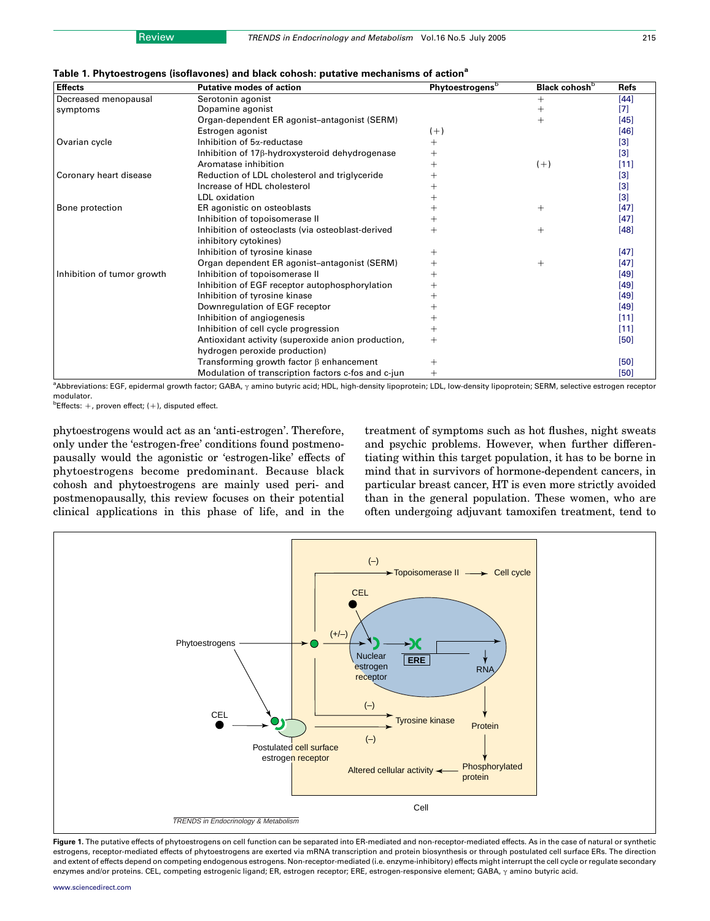**Table 1. Phytoestrogens (isoflavones) and black cohosh: putative mechanisms of action[a]**

| Effects | Putative modes of action | Phytoestrogens[b] | Black cohosh[b] | Refs |
|---|---|---|---|---|
| Decreased menopausal symptoms | Serotonin agonist | | + | [44] |
| | Dopamine agonist | | + | [7] |
| | Organ-dependent ER agonist–antagonist (SERM) | | + | [45] |
| | Estrogen agonist | (+) | | [46] |
| Ovarian cycle | Inhibition of 5α-reductase | + | | [3] |
| | Inhibition of 17β-hydroxysteroid dehydrogenase | + | | [3] |
| | Aromatase inhibition | + | (+) | [11] |
| Coronary heart disease | Reduction of LDL cholesterol and triglyceride | + | | [3] |
| | Increase of HDL cholesterol | + | | [3] |
| | LDL oxidation | + | | [3] |
| Bone protection | ER agonistic on osteoblasts | + | + | [47] |
| | Inhibition of topoisomerase II | + | | [47] |
| | Inhibition of osteoclasts (via osteoblast-derived inhibitory cytokines) | + | + | [48] |
| | Inhibition of tyrosine kinase | + | | [47] |
| | Organ dependent ER agonist–antagonist (SERM) | + | + | [47] |
| Inhibition of tumor growth | Inhibition of topoisomerase II | + | | [49] |
| | Inhibition of EGF receptor autophosphorylation | + | | [49] |
| | Inhibition of tyrosine kinase | + | | [49] |
| | Downregulation of EGF receptor | + | | [49] |
| | Inhibition of angiogenesis | + | | [11] |
| | Inhibition of cell cycle progression | + | | [11] |
| | Antioxidant activity (superoxide anion production, hydrogen peroxide production) | + | | [50] |
| | Transforming growth factor β enhancement | + | | [50] |
| | Modulation of transcription factors c-fos and c-jun | + | | [50] |

[a]Abbreviations: EGF, epidermal growth factor; GABA, γ amino butyric acid; HDL, high-density lipoprotein; LDL, low-density lipoprotein; SERM, selective estrogen receptor modulator.

[b]Effects: +, proven effect; (+), disputed effect.

phytoestrogens would act as an 'anti-estrogen'. Therefore, only under the 'estrogen-free' conditions found postmenopausally would the agonistic or 'estrogen-like' effects of phytoestrogens become predominant. Because black cohosh and phytoestrogens are mainly used peri- and postmenopausally, this review focuses on their potential clinical applications in this phase of life, and in the treatment of symptoms such as hot flushes, night sweats and psychic problems. However, when further differentiating within this target population, it has to be borne in mind that in survivors of hormone-dependent cancers, in particular breast cancer, HT is even more strictly avoided than in the general population. These women, who are often undergoing adjuvant tamoxifen treatment, tend to

**Figure 1.** The putative effects of phytoestrogens on cell function can be separated into ER-mediated and non-receptor-mediated effects. As in the case of natural or synthetic estrogens, receptor-mediated effects of phytoestrogens are exerted via mRNA transcription and protein biosynthesis or through postulated cell surface ERs. The direction and extent of effects depend on competing endogenous estrogens. Non-receptor-mediated (i.e. enzyme-inhibitory) effects might interrupt the cell cycle or regulate secondary enzymes and/or proteins. CEL, competing estrogenic ligand; ER, estrogen receptor; ERE, estrogen-responsive element; GABA, γ amino butyric acid.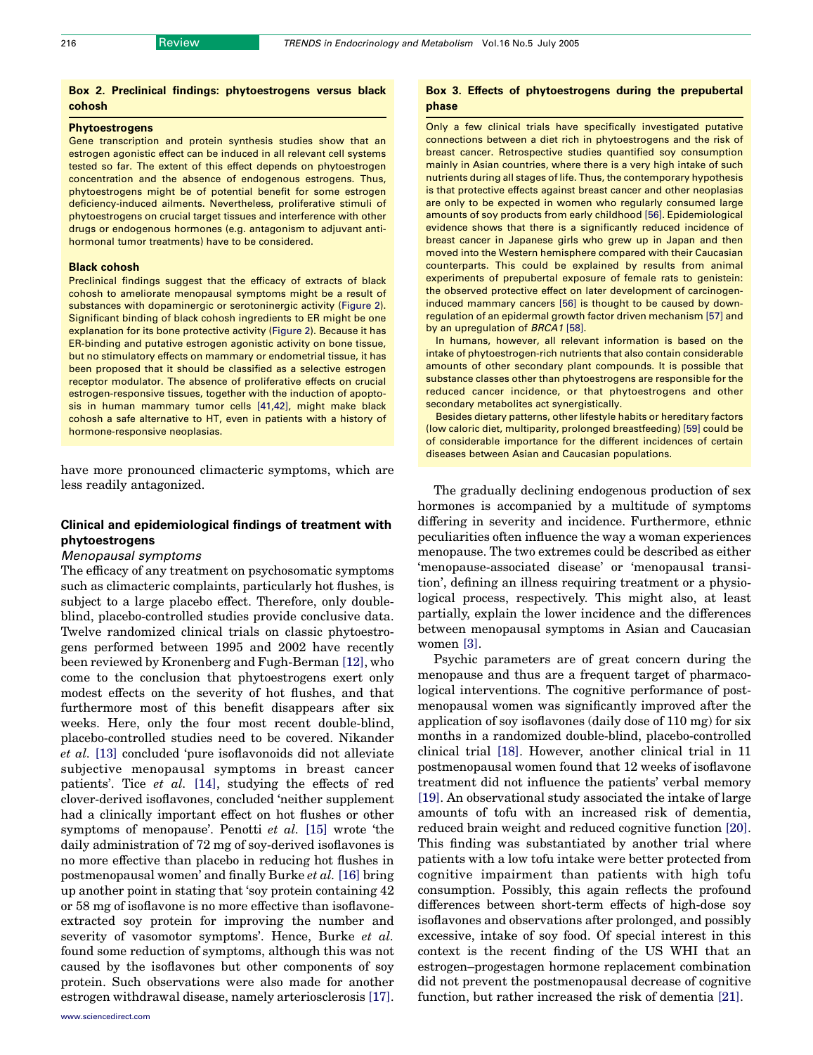### Box 2. Preclinical findings: phytoestrogens versus black cohosh

**Phytoestrogens**

Gene transcription and protein synthesis studies show that an estrogen agonistic effect can be induced in all relevant cell systems tested so far. The extent of this effect depends on phytoestrogen concentration and the absence of endogenous estrogens. Thus, phytoestrogens might be of potential benefit for some estrogen deficiency-induced ailments. Nevertheless, proliferative stimuli of phytoestrogens on crucial target tissues and interference with other drugs or endogenous hormones (e.g. antagonism to adjuvant anti-hormonal tumor treatments) have to be considered.

**Black cohosh**

Preclinical findings suggest that the efficacy of extracts of black cohosh to ameliorate menopausal symptoms might be a result of substances with dopaminergic or serotoninergic activity (Figure 2). Significant binding of black cohosh ingredients to ER might be one explanation for its bone protective activity (Figure 2). Because it has ER-binding and putative estrogen agonistic activity on bone tissue, but no stimulatory effects on mammary or endometrial tissue, it has been proposed that it should be classified as a selective estrogen receptor modulator. The absence of proliferative effects on crucial estrogen-responsive tissues, together with the induction of apoptosis in human mammary tumor cells [41,42], might make black cohosh a safe alternative to HT, even in patients with a history of hormone-responsive neoplasias.

have more pronounced climacteric symptoms, which are less readily antagonized.

## Clinical and epidemiological findings of treatment with phytoestrogens

### *Menopausal symptoms*

The efficacy of any treatment on psychosomatic symptoms such as climacteric complaints, particularly hot flushes, is subject to a large placebo effect. Therefore, only double-blind, placebo-controlled studies provide conclusive data. Twelve randomized clinical trials on classic phytoestrogens performed between 1995 and 2002 have recently been reviewed by Kronenberg and Fugh-Berman [12], who come to the conclusion that phytoestrogens exert only modest effects on the severity of hot flushes, and that furthermore most of this benefit disappears after six weeks. Here, only the four most recent double-blind, placebo-controlled studies need to be covered. Nikander *et al.* [13] concluded 'pure isoflavonoids did not alleviate subjective menopausal symptoms in breast cancer patients'. Tice *et al.* [14], studying the effects of red clover-derived isoflavones, concluded 'neither supplement had a clinically important effect on hot flushes or other symptoms of menopause'. Penotti *et al.* [15] wrote 'the daily administration of 72 mg of soy-derived isoflavones is no more effective than placebo in reducing hot flushes in postmenopausal women' and finally Burke *et al.* [16] bring up another point in stating that 'soy protein containing 42 or 58 mg of isoflavone is no more effective than isoflavone-extracted soy protein for improving the number and severity of vasomotor symptoms'. Hence, Burke *et al.* found some reduction of symptoms, although this was not caused by the isoflavones but other components of soy protein. Such observations were also made for another estrogen withdrawal disease, namely arteriosclerosis [17].

### Box 3. Effects of phytoestrogens during the prepubertal phase

Only a few clinical trials have specifically investigated putative connections between a diet rich in phytoestrogens and the risk of breast cancer. Retrospective studies quantified soy consumption mainly in Asian countries, where there is a very high intake of such nutrients during all stages of life. Thus, the contemporary hypothesis is that protective effects against breast cancer and other neoplasias are only to be expected in women who regularly consumed large amounts of soy products from early childhood [56]. Epidemiological evidence shows that there is a significantly reduced incidence of breast cancer in Japanese girls who grew up in Japan and then moved into the Western hemisphere compared with their Caucasian counterparts. This could be explained by results from animal experiments of prepubertal exposure of female rats to genistein: the observed protective effect on later development of carcinogen-induced mammary cancers [56] is thought to be caused by down-regulation of an epidermal growth factor driven mechanism [57] and by an upregulation of *BRCA1* [58].

In humans, however, all relevant information is based on the intake of phytoestrogen-rich nutrients that also contain considerable amounts of other secondary plant compounds. It is possible that substance classes other than phytoestrogens are responsible for the reduced cancer incidence, or that phytoestrogens and other secondary metabolites act synergistically.

Besides dietary patterns, other lifestyle habits or hereditary factors (low caloric diet, multiparity, prolonged breastfeeding) [59] could be of considerable importance for the different incidences of certain diseases between Asian and Caucasian populations.

The gradually declining endogenous production of sex hormones is accompanied by a multitude of symptoms differing in severity and incidence. Furthermore, ethnic peculiarities often influence the way a woman experiences menopause. The two extremes could be described as either 'menopause-associated disease' or 'menopausal transition', defining an illness requiring treatment or a physiological process, respectively. This might also, at least partially, explain the lower incidence and the differences between menopausal symptoms in Asian and Caucasian women [3].

Psychic parameters are of great concern during the menopause and thus are a frequent target of pharmacological interventions. The cognitive performance of postmenopausal women was significantly improved after the application of soy isoflavones (daily dose of 110 mg) for six months in a randomized double-blind, placebo-controlled clinical trial [18]. However, another clinical trial in 11 postmenopausal women found that 12 weeks of isoflavone treatment did not influence the patients' verbal memory [19]. An observational study associated the intake of large amounts of tofu with an increased risk of dementia, reduced brain weight and reduced cognitive function [20]. This finding was substantiated by another trial where patients with a low tofu intake were better protected from cognitive impairment than patients with high tofu consumption. Possibly, this again reflects the profound differences between short-term effects of high-dose soy isoflavones and observations after prolonged, and possibly excessive, intake of soy food. Of special interest in this context is the recent finding of the US WHI that an estrogen–progestagen hormone replacement combination did not prevent the postmenopausal decrease of cognitive function, but rather increased the risk of dementia [21].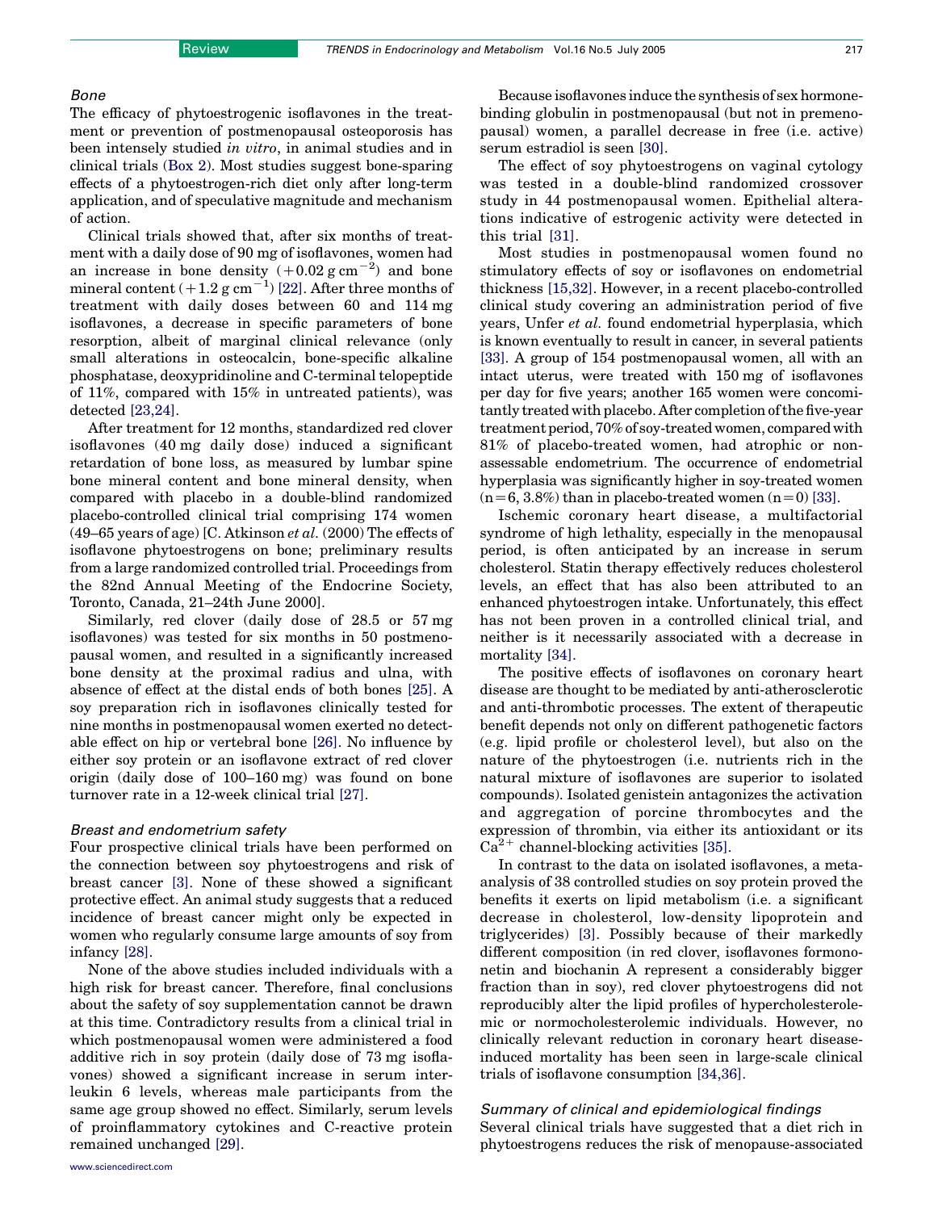### *Bone*

The efficacy of phytoestrogenic isoflavones in the treatment or prevention of postmenopausal osteoporosis has been intensely studied *in vitro*, in animal studies and in clinical trials (Box 2). Most studies suggest bone-sparing effects of a phytoestrogen-rich diet only after long-term application, and of speculative magnitude and mechanism of action.

Clinical trials showed that, after six months of treatment with a daily dose of 90 mg of isoflavones, women had an increase in bone density ($+0.02\ \mathrm{g\ cm^{-2}}$) and bone mineral content ($+1.2\ \mathrm{g\ cm^{-1}}$) [22]. After three months of treatment with daily doses between 60 and 114 mg isoflavones, a decrease in specific parameters of bone resorption, albeit of marginal clinical relevance (only small alterations in osteocalcin, bone-specific alkaline phosphatase, deoxypridinoline and C-terminal telopeptide of 11%, compared with 15% in untreated patients), was detected [23,24].

After treatment for 12 months, standardized red clover isoflavones (40 mg daily dose) induced a significant retardation of bone loss, as measured by lumbar spine bone mineral content and bone mineral density, when compared with placebo in a double-blind randomized placebo-controlled clinical trial comprising 174 women (49–65 years of age) [C. Atkinson *et al.* (2000) The effects of isoflavone phytoestrogens on bone; preliminary results from a large randomized controlled trial. Proceedings from the 82nd Annual Meeting of the Endocrine Society, Toronto, Canada, 21–24th June 2000].

Similarly, red clover (daily dose of 28.5 or 57 mg isoflavones) was tested for six months in 50 postmenopausal women, and resulted in a significantly increased bone density at the proximal radius and ulna, with absence of effect at the distal ends of both bones [25]. A soy preparation rich in isoflavones clinically tested for nine months in postmenopausal women exerted no detectable effect on hip or vertebral bone [26]. No influence by either soy protein or an isoflavone extract of red clover origin (daily dose of 100–160 mg) was found on bone turnover rate in a 12-week clinical trial [27].

### *Breast and endometrium safety*

Four prospective clinical trials have been performed on the connection between soy phytoestrogens and risk of breast cancer [3]. None of these showed a significant protective effect. An animal study suggests that a reduced incidence of breast cancer might only be expected in women who regularly consume large amounts of soy from infancy [28].

None of the above studies included individuals with a high risk for breast cancer. Therefore, final conclusions about the safety of soy supplementation cannot be drawn at this time. Contradictory results from a clinical trial in which postmenopausal women were administered a food additive rich in soy protein (daily dose of 73 mg isoflavones) showed a significant increase in serum interleukin 6 levels, whereas male participants from the same age group showed no effect. Similarly, serum levels of proinflammatory cytokines and C-reactive protein remained unchanged [29].

Because isoflavones induce the synthesis of sex hormone-binding globulin in postmenopausal (but not in premenopausal) women, a parallel decrease in free (i.e. active) serum estradiol is seen [30].

The effect of soy phytoestrogens on vaginal cytology was tested in a double-blind randomized crossover study in 44 postmenopausal women. Epithelial alterations indicative of estrogenic activity were detected in this trial [31].

Most studies in postmenopausal women found no stimulatory effects of soy or isoflavones on endometrial thickness [15,32]. However, in a recent placebo-controlled clinical study covering an administration period of five years, Unfer *et al.* found endometrial hyperplasia, which is known eventually to result in cancer, in several patients [33]. A group of 154 postmenopausal women, all with an intact uterus, were treated with 150 mg of isoflavones per day for five years; another 165 women were concomitantly treated with placebo. After completion of the five-year treatment period, 70% of soy-treated women, compared with 81% of placebo-treated women, had atrophic or non-assessable endometrium. The occurrence of endometrial hyperplasia was significantly higher in soy-treated women ($n=6$, 3.8%) than in placebo-treated women ($n=0$) [33].

Ischemic coronary heart disease, a multifactorial syndrome of high lethality, especially in the menopausal period, is often anticipated by an increase in serum cholesterol. Statin therapy effectively reduces cholesterol levels, an effect that has also been attributed to an enhanced phytoestrogen intake. Unfortunately, this effect has not been proven in a controlled clinical trial, and neither is it necessarily associated with a decrease in mortality [34].

The positive effects of isoflavones on coronary heart disease are thought to be mediated by anti-atherosclerotic and anti-thrombotic processes. The extent of therapeutic benefit depends not only on different pathogenetic factors (e.g. lipid profile or cholesterol level), but also on the nature of the phytoestrogen (i.e. nutrients rich in the natural mixture of isoflavones are superior to isolated compounds). Isolated genistein antagonizes the activation and aggregation of porcine thrombocytes and the expression of thrombin, via either its antioxidant or its $Ca^{2+}$ channel-blocking activities [35].

In contrast to the data on isolated isoflavones, a meta-analysis of 38 controlled studies on soy protein proved the benefits it exerts on lipid metabolism (i.e. a significant decrease in cholesterol, low-density lipoprotein and triglycerides) [3]. Possibly because of their markedly different composition (in red clover, isoflavones formononetin and biochanin A represent a considerably bigger fraction than in soy), red clover phytoestrogens did not reproducibly alter the lipid profiles of hypercholesterolemic or normocholesterolemic individuals. However, no clinically relevant reduction in coronary heart disease-induced mortality has been seen in large-scale clinical trials of isoflavone consumption [34,36].

### *Summary of clinical and epidemiological findings*

Several clinical trials have suggested that a diet rich in phytoestrogens reduces the risk of menopause-associated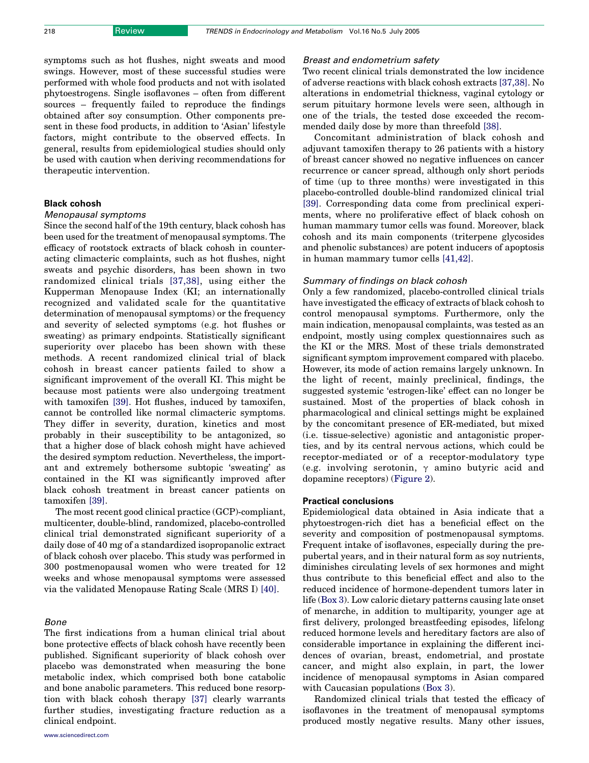symptoms such as hot flushes, night sweats and mood swings. However, most of these successful studies were performed with whole food products and not with isolated phytoestrogens. Single isoflavones – often from different sources – frequently failed to reproduce the findings obtained after soy consumption. Other components present in these food products, in addition to 'Asian' lifestyle factors, might contribute to the observed effects. In general, results from epidemiological studies should only be used with caution when deriving recommendations for therapeutic intervention.

## Black cohosh

### Menopausal symptoms

Since the second half of the 19th century, black cohosh has been used for the treatment of menopausal symptoms. The efficacy of rootstock extracts of black cohosh in counteracting climacteric complaints, such as hot flushes, night sweats and psychic disorders, has been shown in two randomized clinical trials [37,38], using either the Kupperman Menopause Index (KI; an internationally recognized and validated scale for the quantitative determination of menopausal symptoms) or the frequency and severity of selected symptoms (e.g. hot flushes or sweating) as primary endpoints. Statistically significant superiority over placebo has been shown with these methods. A recent randomized clinical trial of black cohosh in breast cancer patients failed to show a significant improvement of the overall KI. This might be because most patients were also undergoing treatment with tamoxifen [39]. Hot flushes, induced by tamoxifen, cannot be controlled like normal climacteric symptoms. They differ in severity, duration, kinetics and most probably in their susceptibility to be antagonized, so that a higher dose of black cohosh might have achieved the desired symptom reduction. Nevertheless, the important and extremely bothersome subtopic 'sweating' as contained in the KI was significantly improved after black cohosh treatment in breast cancer patients on tamoxifen [39].

The most recent good clinical practice (GCP)-compliant, multicenter, double-blind, randomized, placebo-controlled clinical trial demonstrated significant superiority of a daily dose of 40 mg of a standardized isopropanolic extract of black cohosh over placebo. This study was performed in 300 postmenopausal women who were treated for 12 weeks and whose menopausal symptoms were assessed via the validated Menopause Rating Scale (MRS I) [40].

### Bone

The first indications from a human clinical trial about bone protective effects of black cohosh have recently been published. Significant superiority of black cohosh over placebo was demonstrated when measuring the bone metabolic index, which comprised both bone catabolic and bone anabolic parameters. This reduced bone resorption with black cohosh therapy [37] clearly warrants further studies, investigating fracture reduction as a clinical endpoint.

### Breast and endometrium safety

Two recent clinical trials demonstrated the low incidence of adverse reactions with black cohosh extracts [37,38]. No alterations in endometrial thickness, vaginal cytology or serum pituitary hormone levels were seen, although in one of the trials, the tested dose exceeded the recommended daily dose by more than threefold [38].

Concomitant administration of black cohosh and adjuvant tamoxifen therapy to 26 patients with a history of breast cancer showed no negative influences on cancer recurrence or cancer spread, although only short periods of time (up to three months) were investigated in this placebo-controlled double-blind randomized clinical trial [39]. Corresponding data come from preclinical experiments, where no proliferative effect of black cohosh on human mammary tumor cells was found. Moreover, black cohosh and its main components (triterpene glycosides and phenolic substances) are potent inducers of apoptosis in human mammary tumor cells [41,42].

### Summary of findings on black cohosh

Only a few randomized, placebo-controlled clinical trials have investigated the efficacy of extracts of black cohosh to control menopausal symptoms. Furthermore, only the main indication, menopausal complaints, was tested as an endpoint, mostly using complex questionnaires such as the KI or the MRS. Most of these trials demonstrated significant symptom improvement compared with placebo. However, its mode of action remains largely unknown. In the light of recent, mainly preclinical, findings, the suggested systemic 'estrogen-like' effect can no longer be sustained. Most of the properties of black cohosh in pharmacological and clinical settings might be explained by the concomitant presence of ER-mediated, but mixed (i.e. tissue-selective) agonistic and antagonistic properties, and by its central nervous actions, which could be receptor-mediated or of a receptor-modulatory type (e.g. involving serotonin, $\gamma$ amino butyric acid and dopamine receptors) (Figure 2).

## Practical conclusions

Epidemiological data obtained in Asia indicate that a phytoestrogen-rich diet has a beneficial effect on the severity and composition of postmenopausal symptoms. Frequent intake of isoflavones, especially during the prepubertal years, and in their natural form as soy nutrients, diminishes circulating levels of sex hormones and might thus contribute to this beneficial effect and also to the reduced incidence of hormone-dependent tumors later in life (Box 3). Low caloric dietary patterns causing late onset of menarche, in addition to multiparity, younger age at first delivery, prolonged breastfeeding episodes, lifelong reduced hormone levels and hereditary factors are also of considerable importance in explaining the different incidences of ovarian, breast, endometrial, and prostate cancer, and might also explain, in part, the lower incidence of menopausal symptoms in Asian compared with Caucasian populations (Box 3).

Randomized clinical trials that tested the efficacy of isoflavones in the treatment of menopausal symptoms produced mostly negative results. Many other issues,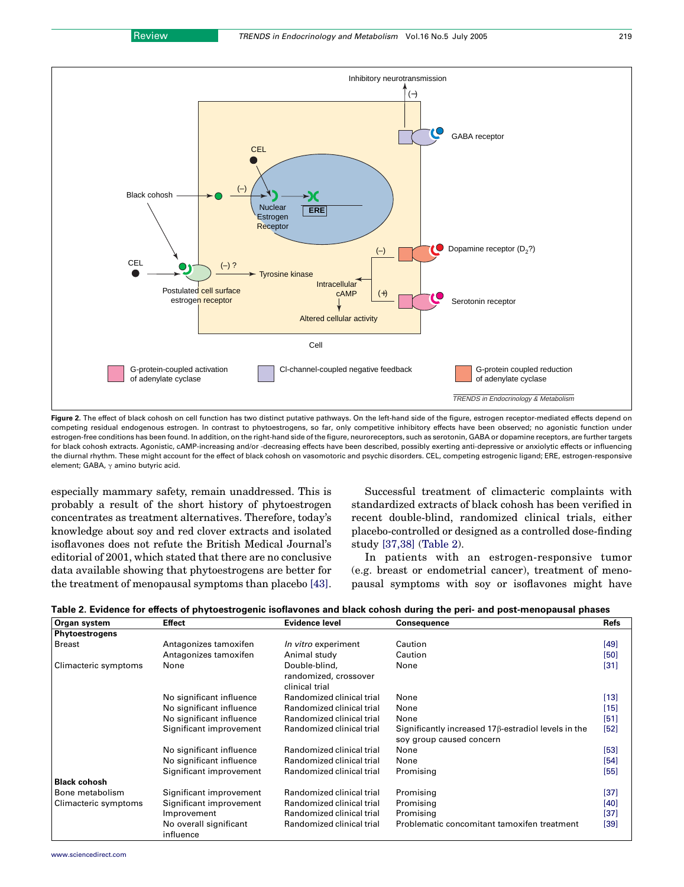**Figure 2.** The effect of black cohosh on cell function has two distinct putative pathways. On the left-hand side of the figure, estrogen receptor-mediated effects depend on competing residual endogenous estrogen. In contrast to phytoestrogens, so far, only competitive inhibitory effects have been observed; no agonistic function under estrogen-free conditions has been found. In addition, on the right-hand side of the figure, neuroreceptors, such as serotonin, GABA or dopamine receptors, are further targets for black cohosh extracts. Agonistic, cAMP-increasing and/or -decreasing effects have been described, possibly exerting anti-depressive or anxiolytic effects or influencing the diurnal rhythm. These might account for the effect of black cohosh on vasomotoric and psychic disorders. CEL, competing estrogenic ligand; ERE, estrogen-responsive element; GABA, γ amino butyric acid.

especially mammary safety, remain unaddressed. This is probably a result of the short history of phytoestrogen concentrates as treatment alternatives. Therefore, today's knowledge about soy and red clover extracts and isolated isoflavones does not refute the British Medical Journal's editorial of 2001, which stated that there are no conclusive data available showing that phytoestrogens are better for the treatment of menopausal symptoms than placebo [43].

Successful treatment of climacteric complaints with standardized extracts of black cohosh has been verified in recent double-blind, randomized clinical trials, either placebo-controlled or designed as a controlled dose-finding study [37,38] (Table 2).

In patients with an estrogen-responsive tumor (e.g. breast or endometrial cancer), treatment of menopausal symptoms with soy or isoflavones might have

**Table 2. Evidence for effects of phytoestrogenic isoflavones and black cohosh during the peri- and post-menopausal phases**

| Organ system | Effect | Evidence level | Consequence | Refs |
|---|---|---|---|---|
| **Phytoestrogens** | | | | |
| Breast | Antagonizes tamoxifen | *In vitro* experiment | Caution | [49] |
| | Antagonizes tamoxifen | Animal study | Caution | [50] |
| Climacteric symptoms | None | Double-blind, randomized, crossover clinical trial | None | [31] |
| | No significant influence | Randomized clinical trial | None | [13] |
| | No significant influence | Randomized clinical trial | None | [15] |
| | No significant influence | Randomized clinical trial | None | [51] |
| | Significant improvement | Randomized clinical trial | Significantly increased 17β-estradiol levels in the soy group caused concern | [52] |
| | No significant influence | Randomized clinical trial | None | [53] |
| | No significant influence | Randomized clinical trial | None | [54] |
| | Significant improvement | Randomized clinical trial | Promising | [55] |
| **Black cohosh** | | | | |
| Bone metabolism | Significant improvement | Randomized clinical trial | Promising | [37] |
| Climacteric symptoms | Significant improvement | Randomized clinical trial | Promising | [40] |
| | Improvement | Randomized clinical trial | Promising | [37] |
| | No overall significant influence | Randomized clinical trial | Problematic concomitant tamoxifen treatment | [39] |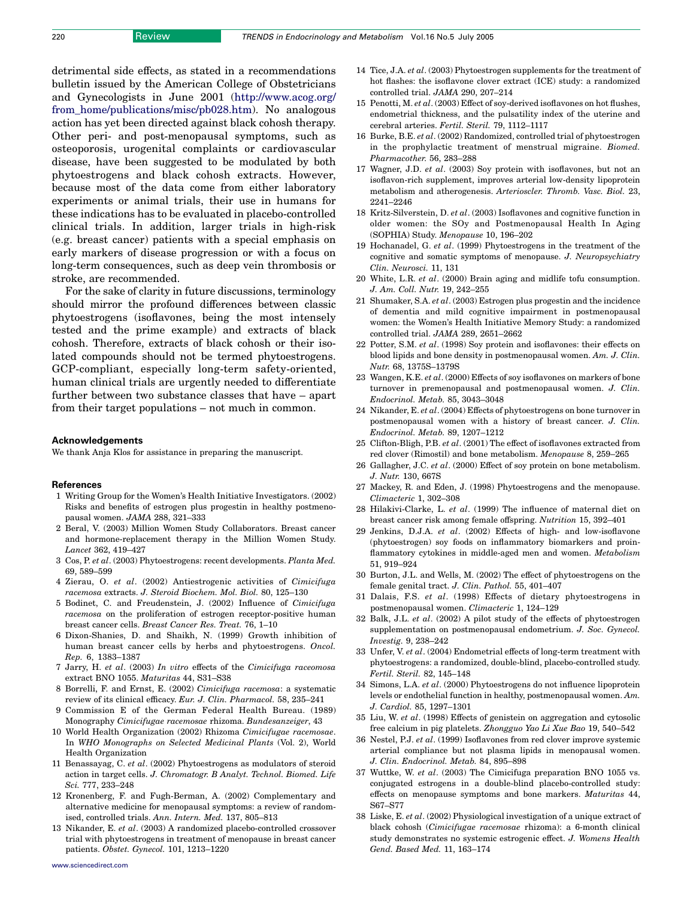detrimental side effects, as stated in a recommendations bulletin issued by the American College of Obstetricians and Gynecologists in June 2001 (http://www.acog.org/from_home/publications/misc/pb028.htm). No analogous action has yet been directed against black cohosh therapy. Other peri- and post-menopausal symptoms, such as osteoporosis, urogenital complaints or cardiovascular disease, have been suggested to be modulated by both phytoestrogens and black cohosh extracts. However, because most of the data come from either laboratory experiments or animal trials, their use in humans for these indications has to be evaluated in placebo-controlled clinical trials. In addition, larger trials in high-risk (e.g. breast cancer) patients with a special emphasis on early markers of disease progression or with a focus on long-term consequences, such as deep vein thrombosis or stroke, are recommended.

For the sake of clarity in future discussions, terminology should mirror the profound differences between classic phytoestrogens (isoflavones, being the most intensely tested and the prime example) and extracts of black cohosh. Therefore, extracts of black cohosh or their isolated compounds should not be termed phytoestrogens. GCP-compliant, especially long-term safety-oriented, human clinical trials are urgently needed to differentiate further between two substance classes that have – apart from their target populations – not much in common.

### Acknowledgements

We thank Anja Klos for assistance in preparing the manuscript.

### References

1 Writing Group for the Women's Health Initiative Investigators. (2002) Risks and benefits of estrogen plus progestin in healthy postmenopausal women. *JAMA* 288, 321–333

2 Beral, V. (2003) Million Women Study Collaborators. Breast cancer and hormone-replacement therapy in the Million Women Study. *Lancet* 362, 419–427

3 Cos, P. *et al*. (2003) Phytoestrogens: recent developments. *Planta Med.* 69, 589–599

4 Zierau, O. *et al*. (2002) Antiestrogenic activities of *Cimicifuga racemosa* extracts. *J. Steroid Biochem. Mol. Biol.* 80, 125–130

5 Bodinet, C. and Freudenstein, J. (2002) Influence of *Cimicifuga racemosa* on the proliferation of estrogen receptor-positive human breast cancer cells. *Breast Cancer Res. Treat.* 76, 1–10

6 Dixon-Shanies, D. and Shaikh, N. (1999) Growth inhibition of human breast cancer cells by herbs and phytoestrogens. *Oncol. Rep.* 6, 1383–1387

7 Jarry, H. *et al*. (2003) *In vitro* effects of the *Cimicifuga raceomosa* extract BNO 1055. *Maturitas* 44, S31–S38

8 Borrelli, F. and Ernst, E. (2002) *Cimicifuga racemosa*: a systematic review of its clinical efficacy. *Eur. J. Clin. Pharmacol.* 58, 235–241

9 Commission E of the German Federal Health Bureau. (1989) Monography *Cimicifugae racemosae* rhizoma. *Bundesanzeiger*, 43

10 World Health Organization (2002) Rhizoma *Cimicifugae racemosae*. In *WHO Monographs on Selected Medicinal Plants* (Vol. 2), World Health Organization

11 Benassayag, C. *et al*. (2002) Phytoestrogens as modulators of steroid action in target cells. *J. Chromatogr. B Analyt. Technol. Biomed. Life Sci.* 777, 233–248

12 Kronenberg, F. and Fugh-Berman, A. (2002) Complementary and alternative medicine for menopausal symptoms: a review of randomised, controlled trials. *Ann. Intern. Med.* 137, 805–813

13 Nikander, E. *et al*. (2003) A randomized placebo-controlled crossover trial with phytoestrogens in treatment of menopause in breast cancer patients. *Obstet. Gynecol.* 101, 1213–1220

14 Tice, J.A. *et al*. (2003) Phytoestrogen supplements for the treatment of hot flashes: the isoflavone clover extract (ICE) study: a randomized controlled trial. *JAMA* 290, 207–214

15 Penotti, M. *et al*. (2003) Effect of soy-derived isoflavones on hot flushes, endometrial thickness, and the pulsatility index of the uterine and cerebral arteries. *Fertil. Steril.* 79, 1112–1117

16 Burke, B.E. *et al*. (2002) Randomized, controlled trial of phytoestrogen in the prophylactic treatment of menstrual migraine. *Biomed. Pharmacother.* 56, 283–288

17 Wagner, J.D. *et al*. (2003) Soy protein with isoflavones, but not an isoflavon-rich supplement, improves arterial low-density lipoprotein metabolism and atherogenesis. *Arterioscler. Thromb. Vasc. Biol.* 23, 2241–2246

18 Kritz-Silverstein, D. *et al*. (2003) Isoflavones and cognitive function in older women: the SOy and Postmenopausal Health In Aging (SOPHIA) Study. *Menopause* 10, 196–202

19 Hochanadel, G. *et al*. (1999) Phytoestrogens in the treatment of the cognitive and somatic symptoms of menopause. *J. Neuropsychiatry Clin. Neurosci.* 11, 131

20 White, L.R. *et al*. (2000) Brain aging and midlife tofu consumption. *J. Am. Coll. Nutr.* 19, 242–255

21 Shumaker, S.A. *et al*. (2003) Estrogen plus progestin and the incidence of dementia and mild cognitive impairment in postmenopausal women: the Women's Health Initiative Memory Study: a randomized controlled trial. *JAMA* 289, 2651–2662

22 Potter, S.M. *et al*. (1998) Soy protein and isoflavones: their effects on blood lipids and bone density in postmenopausal women. *Am. J. Clin. Nutr.* 68, 1375S–1379S

23 Wangen, K.E. *et al*. (2000) Effects of soy isoflavones on markers of bone turnover in premenopausal and postmenopausal women. *J. Clin. Endocrinol. Metab.* 85, 3043–3048

24 Nikander, E. *et al*. (2004) Effects of phytoestrogens on bone turnover in postmenopausal women with a history of breast cancer. *J. Clin. Endocrinol. Metab.* 89, 1207–1212

25 Clifton-Bligh, P.B. *et al*. (2001) The effect of isoflavones extracted from red clover (Rimostil) and bone metabolism. *Menopause* 8, 259–265

26 Gallagher, J.C. *et al*. (2000) Effect of soy protein on bone metabolism. *J. Nutr.* 130, 667S

27 Mackey, R. and Eden, J. (1998) Phytoestrogens and the menopause. *Climacteric* 1, 302–308

28 Hilakivi-Clarke, L. *et al*. (1999) The influence of maternal diet on breast cancer risk among female offspring. *Nutrition* 15, 392–401

29 Jenkins, D.J.A. *et al*. (2002) Effects of high- and low-isoflavone (phytoestrogen) soy foods on inflammatory biomarkers and proinflammatory cytokines in middle-aged men and women. *Metabolism* 51, 919–924

30 Burton, J.L. and Wells, M. (2002) The effect of phytoestrogens on the female genital tract. *J. Clin. Pathol.* 55, 401–407

31 Dalais, F.S. *et al*. (1998) Effects of dietary phytoestrogens in postmenopausal women. *Climacteric* 1, 124–129

32 Balk, J.L. *et al*. (2002) A pilot study of the effects of phytoestrogen supplementation on postmenopausal endometrium. *J. Soc. Gynecol. Investig.* 9, 238–242

33 Unfer, V. *et al*. (2004) Endometrial effects of long-term treatment with phytoestrogens: a randomized, double-blind, placebo-controlled study. *Fertil. Steril.* 82, 145–148

34 Simons, L.A. *et al*. (2000) Phytoestrogens do not influence lipoprotein levels or endothelial function in healthy, postmenopausal women. *Am. J. Cardiol.* 85, 1297–1301

35 Liu, W. *et al*. (1998) Effects of genistein on aggregation and cytosolic free calcium in pig platelets. *Zhongguo Yao Li Xue Bao* 19, 540–542

36 Nestel, P.J. *et al*. (1999) Isoflavones from red clover improve systemic arterial compliance but not plasma lipids in menopausal women. *J. Clin. Endocrinol. Metab.* 84, 895–898

37 Wuttke, W. *et al*. (2003) The Cimicifuga preparation BNO 1055 vs. conjugated estrogens in a double-blind placebo-controlled study: effects on menopause symptoms and bone markers. *Maturitas* 44, S67–S77

38 Liske, E. *et al*. (2002) Physiological investigation of a unique extract of black cohosh (*Cimicifugae racemosae* rhizoma): a 6-month clinical study demonstrates no systemic estrogenic effect. *J. Womens Health Gend. Based Med.* 11, 163–174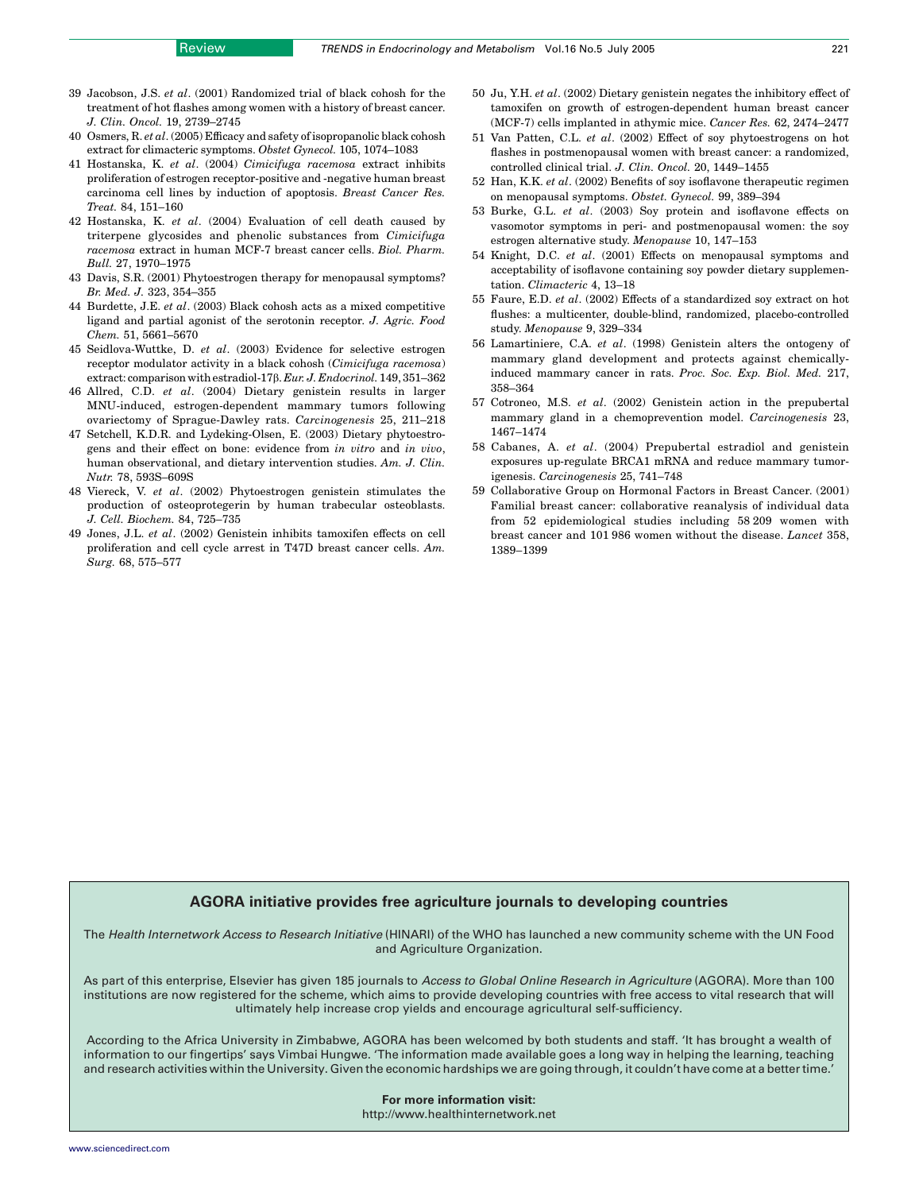39 Jacobson, J.S. *et al*. (2001) Randomized trial of black cohosh for the treatment of hot flashes among women with a history of breast cancer. *J. Clin. Oncol.* 19, 2739–2745

40 Osmers, R. *et al*. (2005) Efficacy and safety of isopropanolic black cohosh extract for climacteric symptoms. *Obstet Gynecol.* 105, 1074–1083

41 Hostanska, K. *et al*. (2004) *Cimicifuga racemosa* extract inhibits proliferation of estrogen receptor-positive and -negative human breast carcinoma cell lines by induction of apoptosis. *Breast Cancer Res. Treat.* 84, 151–160

42 Hostanska, K. *et al*. (2004) Evaluation of cell death caused by triterpene glycosides and phenolic substances from *Cimicifuga racemosa* extract in human MCF-7 breast cancer cells. *Biol. Pharm. Bull.* 27, 1970–1975

43 Davis, S.R. (2001) Phytoestrogen therapy for menopausal symptoms? *Br. Med. J.* 323, 354–355

44 Burdette, J.E. *et al*. (2003) Black cohosh acts as a mixed competitive ligand and partial agonist of the serotonin receptor. *J. Agric. Food Chem.* 51, 5661–5670

45 Seidlova-Wuttke, D. *et al*. (2003) Evidence for selective estrogen receptor modulator activity in a black cohosh (*Cimicifuga racemosa*) extract: comparison with estradiol-17β. *Eur. J. Endocrinol.* 149, 351–362

46 Allred, C.D. *et al*. (2004) Dietary genistein results in larger MNU-induced, estrogen-dependent mammary tumors following ovariectomy of Sprague-Dawley rats. *Carcinogenesis* 25, 211–218

47 Setchell, K.D.R. and Lydeking-Olsen, E. (2003) Dietary phytoestrogens and their effect on bone: evidence from *in vitro* and *in vivo*, human observational, and dietary intervention studies. *Am. J. Clin. Nutr.* 78, 593S–609S

48 Viereck, V. *et al*. (2002) Phytoestrogen genistein stimulates the production of osteoprotegerin by human trabecular osteoblasts. *J. Cell. Biochem.* 84, 725–735

49 Jones, J.L. *et al*. (2002) Genistein inhibits tamoxifen effects on cell proliferation and cell cycle arrest in T47D breast cancer cells. *Am. Surg.* 68, 575–577

50 Ju, Y.H. *et al*. (2002) Dietary genistein negates the inhibitory effect of tamoxifen on growth of estrogen-dependent human breast cancer (MCF-7) cells implanted in athymic mice. *Cancer Res.* 62, 2474–2477

51 Van Patten, C.L. *et al*. (2002) Effect of soy phytoestrogens on hot flashes in postmenopausal women with breast cancer: a randomized, controlled clinical trial. *J. Clin. Oncol.* 20, 1449–1455

52 Han, K.K. *et al*. (2002) Benefits of soy isoflavone therapeutic regimen on menopausal symptoms. *Obstet. Gynecol.* 99, 389–394

53 Burke, G.L. *et al*. (2003) Soy protein and isoflavone effects on vasomotor symptoms in peri- and postmenopausal women: the soy estrogen alternative study. *Menopause* 10, 147–153

54 Knight, D.C. *et al*. (2001) Effects on menopausal symptoms and acceptability of isoflavone containing soy powder dietary supplementation. *Climacteric* 4, 13–18

55 Faure, E.D. *et al*. (2002) Effects of a standardized soy extract on hot flushes: a multicenter, double-blind, randomized, placebo-controlled study. *Menopause* 9, 329–334

56 Lamartiniere, C.A. *et al*. (1998) Genistein alters the ontogeny of mammary gland development and protects against chemically-induced mammary cancer in rats. *Proc. Soc. Exp. Biol. Med.* 217, 358–364

57 Cotroneo, M.S. *et al*. (2002) Genistein action in the prepubertal mammary gland in a chemoprevention model. *Carcinogenesis* 23, 1467–1474

58 Cabanes, A. *et al*. (2004) Prepubertal estradiol and genistein exposures up-regulate BRCA1 mRNA and reduce mammary tumorigenesis. *Carcinogenesis* 25, 741–748

59 Collaborative Group on Hormonal Factors in Breast Cancer. (2001) Familial breast cancer: collaborative reanalysis of individual data from 52 epidemiological studies including 58 209 women with breast cancer and 101 986 women without the disease. *Lancet* 358, 1389–1399

## AGORA initiative provides free agriculture journals to developing countries

The *Health Internetwork Access to Research Initiative* (HINARI) of the WHO has launched a new community scheme with the UN Food and Agriculture Organization.

As part of this enterprise, Elsevier has given 185 journals to *Access to Global Online Research in Agriculture* (AGORA). More than 100 institutions are now registered for the scheme, which aims to provide developing countries with free access to vital research that will ultimately help increase crop yields and encourage agricultural self-sufficiency.

According to the Africa University in Zimbabwe, AGORA has been welcomed by both students and staff. 'It has brought a wealth of information to our fingertips' says Vimbai Hungwe. 'The information made available goes a long way in helping the learning, teaching and research activities within the University. Given the economic hardships we are going through, it couldn't have come at a better time.'

**For more information visit:**
http://www.healthinternetwork.net